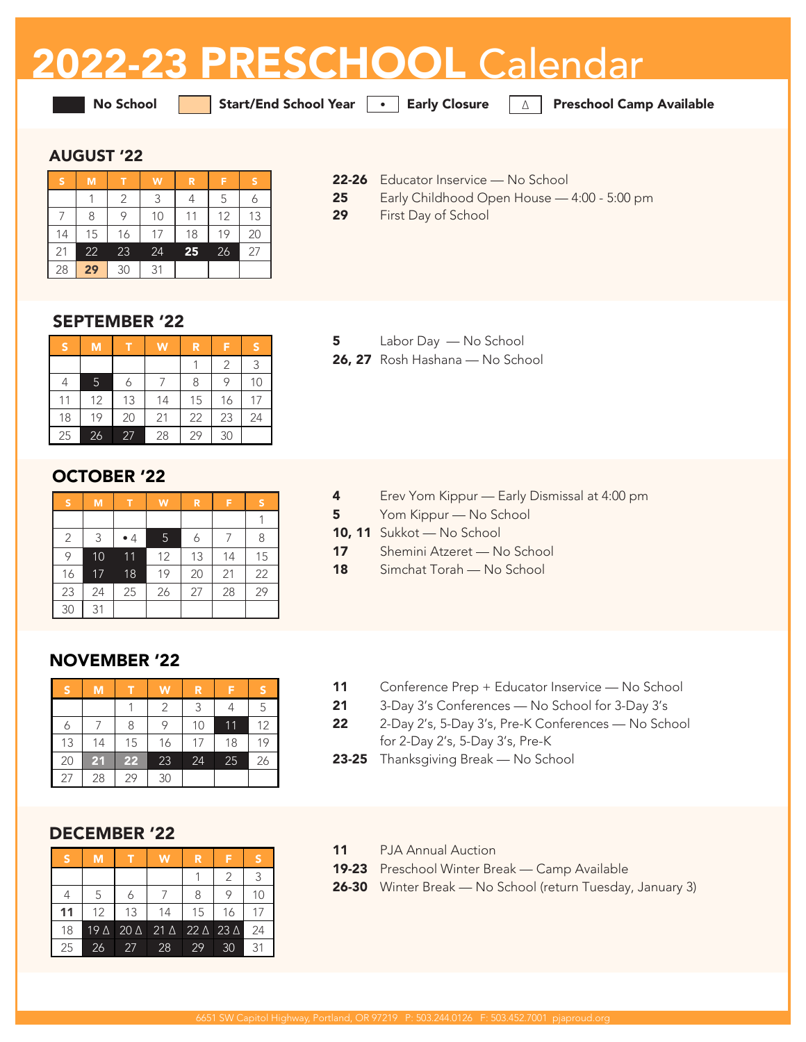# 2022-23 PRESCHOOL Calendar

No School | Start/End School Year | • Early Closure | Δ Preschool Camp Available

## AUGUST '22

| S | M | T | W | R | F | S |
|---|---|---|---|---|---|---|
| | 1 | 2 | 3 | 4 | 5 | 6 |
| 7 | 8 | 9 | 10 | 11 | 12 | 13 |
| 14 | 15 | 16 | 17 | 18 | 19 | 20 |
| 21 | 22 | 23 | 24 | **25** | 26 | 27 |
| 28 | **29** | 30 | 31 | | | |

**22-26** Educator Inservice — No School
**25** Early Childhood Open House — 4:00 - 5:00 pm
**29** First Day of School

## SEPTEMBER '22

| S | M | T | W | R | F | S |
|---|---|---|---|---|---|---|
| | | | | 1 | 2 | 3 |
| 4 | 5 | 6 | 7 | 8 | 9 | 10 |
| 11 | 12 | 13 | 14 | 15 | 16 | 17 |
| 18 | 19 | 20 | 21 | 22 | 23 | 24 |
| 25 | 26 | 27 | 28 | 29 | 30 | |

**5** Labor Day — No School
**26, 27** Rosh Hashana — No School

## OCTOBER '22

| S | M | T | W | R | F | S |
|---|---|---|---|---|---|---|
| | | | | | | 1 |
| 2 | 3 | • 4 | 5 | 6 | 7 | 8 |
| 9 | 10 | 11 | 12 | 13 | 14 | 15 |
| 16 | 17 | 18 | 19 | 20 | 21 | 22 |
| 23 | 24 | 25 | 26 | 27 | 28 | 29 |
| 30 | 31 | | | | | |

**4** Erev Yom Kippur — Early Dismissal at 4:00 pm
**5** Yom Kippur — No School
**10, 11** Sukkot — No School
**17** Shemini Atzeret — No School
**18** Simchat Torah — No School

## NOVEMBER '22

| S | M | T | W | R | F | S |
|---|---|---|---|---|---|---|
| | | 1 | 2 | 3 | 4 | 5 |
| 6 | 7 | 8 | 9 | 10 | 11 | 12 |
| 13 | 14 | 15 | 16 | 17 | 18 | 19 |
| 20 | **21** | **22** | 23 | 24 | 25 | 26 |
| 27 | 28 | 29 | 30 | | | |

**11** Conference Prep + Educator Inservice — No School
**21** 3-Day 3's Conferences — No School for 3-Day 3's
**22** 2-Day 2's, 5-Day 3's, Pre-K Conferences — No School for 2-Day 2's, 5-Day 3's, Pre-K
**23-25** Thanksgiving Break — No School

## DECEMBER '22

| S | M | T | W | R | F | S |
|---|---|---|---|---|---|---|
| | | | | 1 | 2 | 3 |
| 4 | 5 | 6 | 7 | 8 | 9 | 10 |
| **11** | 12 | 13 | 14 | 15 | 16 | 17 |
| 18 | 19 Δ | 20 Δ | 21 Δ | 22 Δ | 23 Δ | 24 |
| 25 | 26 | 27 | 28 | 29 | 30 | 31 |

**11** PJA Annual Auction
**19-23** Preschool Winter Break — Camp Available
**26-30** Winter Break — No School (return Tuesday, January 3)

6651 SW Capitol Highway, Portland, OR 97219 P: 503.244.0126 F: 503.452.7001 pjaproud.org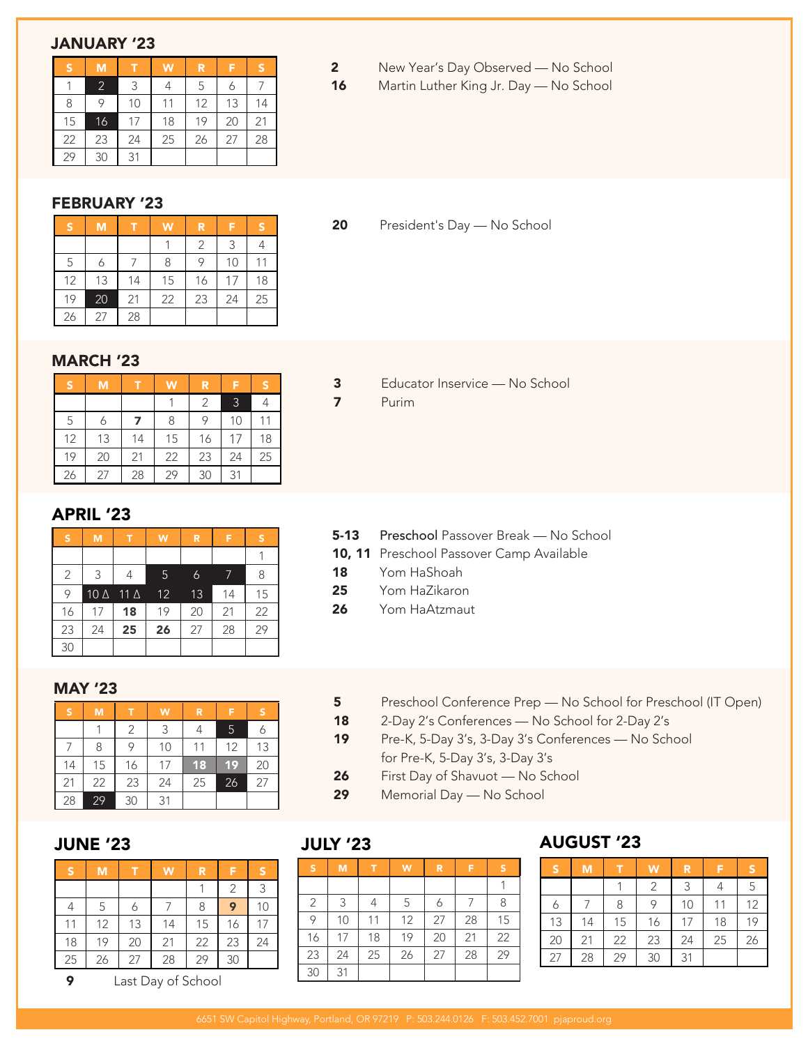## JANUARY '23

| S | M | T | W | R | F | S |
|---|---|---|---|---|---|---|
| 1 | 2 | 3 | 4 | 5 | 6 | 7 |
| 8 | 9 | 10 | 11 | 12 | 13 | 14 |
| 15 | 16 | 17 | 18 | 19 | 20 | 21 |
| 22 | 23 | 24 | 25 | 26 | 27 | 28 |
| 29 | 30 | 31 | | | | |

**2** New Year's Day Observed — No School
**16** Martin Luther King Jr. Day — No School

## FEBRUARY '23

| S | M | T | W | R | F | S |
|---|---|---|---|---|---|---|
| | | | 1 | 2 | 3 | 4 |
| 5 | 6 | 7 | 8 | 9 | 10 | 11 |
| 12 | 13 | 14 | 15 | 16 | 17 | 18 |
| 19 | 20 | 21 | 22 | 23 | 24 | 25 |
| 26 | 27 | 28 | | | | |

**20** President's Day — No School

## MARCH '23

| S | M | T | W | R | F | S |
|---|---|---|---|---|---|---|
| | | | 1 | 2 | 3 | 4 |
| 5 | 6 | **7** | 8 | 9 | 10 | 11 |
| 12 | 13 | 14 | 15 | 16 | 17 | 18 |
| 19 | 20 | 21 | 22 | 23 | 24 | 25 |
| 26 | 27 | 28 | 29 | 30 | 31 | |

**3** Educator Inservice — No School
**7** Purim

## APRIL '23

| S | M | T | W | R | F | S |
|---|---|---|---|---|---|---|
| | | | | | | 1 |
| 2 | 3 | 4 | 5 | 6 | 7 | 8 |
| 9 | 10 ∆ | 11 ∆ | 12 | 13 | 14 | 15 |
| 16 | 17 | **18** | 19 | 20 | 21 | 22 |
| 23 | 24 | **25** | **26** | 27 | 28 | 29 |
| 30 | | | | | | |

**5-13** **Preschool** Passover Break — No School
**10, 11** Preschool Passover Camp Available
**18** Yom HaShoah
**25** Yom HaZikaron
**26** Yom HaAtzmaut

## MAY '23

| S | M | T | W | R | F | S |
|---|---|---|---|---|---|---|
| | 1 | 2 | 3 | 4 | 5 | 6 |
| 7 | 8 | 9 | 10 | 11 | 12 | 13 |
| 14 | 15 | 16 | 17 | **18** | **19** | 20 |
| 21 | 22 | 23 | 24 | 25 | 26 | 27 |
| 28 | 29 | 30 | 31 | | | |

**5** Preschool Conference Prep — No School for Preschool (IT Open)
**18** 2-Day 2's Conferences — No School for 2-Day 2's
**19** Pre-K, 5-Day 3's, 3-Day 3's Conferences — No School for Pre-K, 5-Day 3's, 3-Day 3's
**26** First Day of Shavuot — No School
**29** Memorial Day — No School

## JUNE '23

| S | M | T | W | R | F | S |
|---|---|---|---|---|---|---|
| | | | | 1 | 2 | 3 |
| 4 | 5 | 6 | 7 | 8 | **9** | 10 |
| 11 | 12 | 13 | 14 | 15 | 16 | 17 |
| 18 | 19 | 20 | 21 | 22 | 23 | 24 |
| 25 | 26 | 27 | 28 | 29 | 30 | |

**9** Last Day of School

## JULY '23

| S | M | T | W | R | F | S |
|---|---|---|---|---|---|---|
| | | | | | | 1 |
| 2 | 3 | 4 | 5 | 6 | 7 | 8 |
| 9 | 10 | 11 | 12 | 27 | 28 | 15 |
| 16 | 17 | 18 | 19 | 20 | 21 | 22 |
| 23 | 24 | 25 | 26 | 27 | 28 | 29 |
| 30 | 31 | | | | | |

## AUGUST '23

| S | M | T | W | R | F | S |
|---|---|---|---|---|---|---|
| | | 1 | 2 | 3 | 4 | 5 |
| 6 | 7 | 8 | 9 | 10 | 11 | 12 |
| 13 | 14 | 15 | 16 | 17 | 18 | 19 |
| 20 | 21 | 22 | 23 | 24 | 25 | 26 |
| 27 | 28 | 29 | 30 | 31 | | |

6651 SW Capitol Highway, Portland, OR 97219 P: 503.244.0126 F: 503.452.7001 pjaproud.org